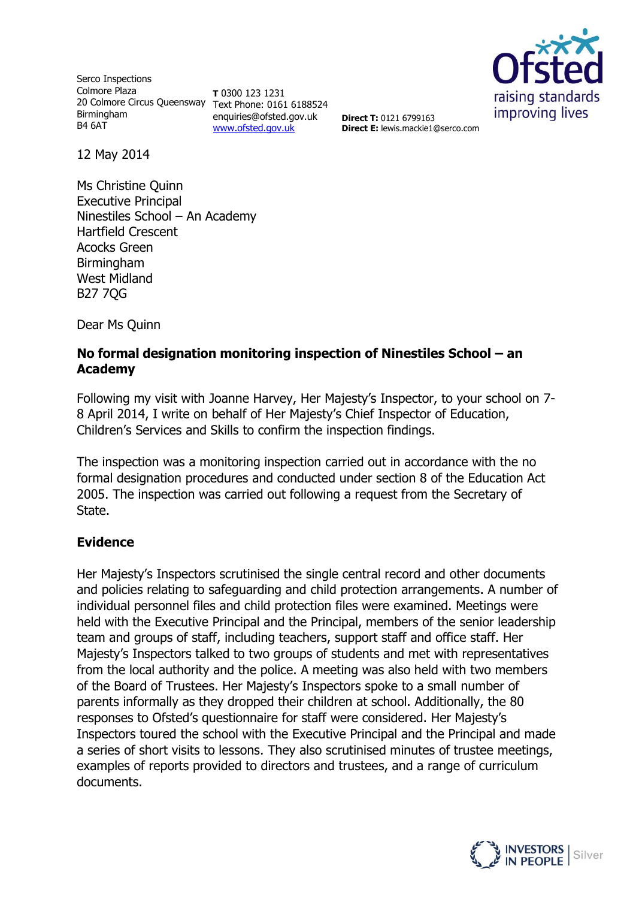Serco Inspections
Colmore Plaza
20 Colmore Circus Queensway
Birmingham
B4 6AT

**T** 0300 123 1231
Text Phone: 0161 6188524
enquiries@ofsted.gov.uk
www.ofsted.gov.uk

**Direct T:** 0121 6799163
**Direct E:** lewis.mackie1@serco.com

12 May 2014

Ms Christine Quinn
Executive Principal
Ninestiles School – An Academy
Hartfield Crescent
Acocks Green
Birmingham
West Midland
B27 7QG

Dear Ms Quinn

**No formal designation monitoring inspection of Ninestiles School – an Academy**

Following my visit with Joanne Harvey, Her Majesty's Inspector, to your school on 7-8 April 2014, I write on behalf of Her Majesty's Chief Inspector of Education, Children's Services and Skills to confirm the inspection findings.

The inspection was a monitoring inspection carried out in accordance with the no formal designation procedures and conducted under section 8 of the Education Act 2005. The inspection was carried out following a request from the Secretary of State.

## Evidence

Her Majesty's Inspectors scrutinised the single central record and other documents and policies relating to safeguarding and child protection arrangements. A number of individual personnel files and child protection files were examined. Meetings were held with the Executive Principal and the Principal, members of the senior leadership team and groups of staff, including teachers, support staff and office staff. Her Majesty's Inspectors talked to two groups of students and met with representatives from the local authority and the police. A meeting was also held with two members of the Board of Trustees. Her Majesty's Inspectors spoke to a small number of parents informally as they dropped their children at school. Additionally, the 80 responses to Ofsted's questionnaire for staff were considered. Her Majesty's Inspectors toured the school with the Executive Principal and the Principal and made a series of short visits to lessons. They also scrutinised minutes of trustee meetings, examples of reports provided to directors and trustees, and a range of curriculum documents.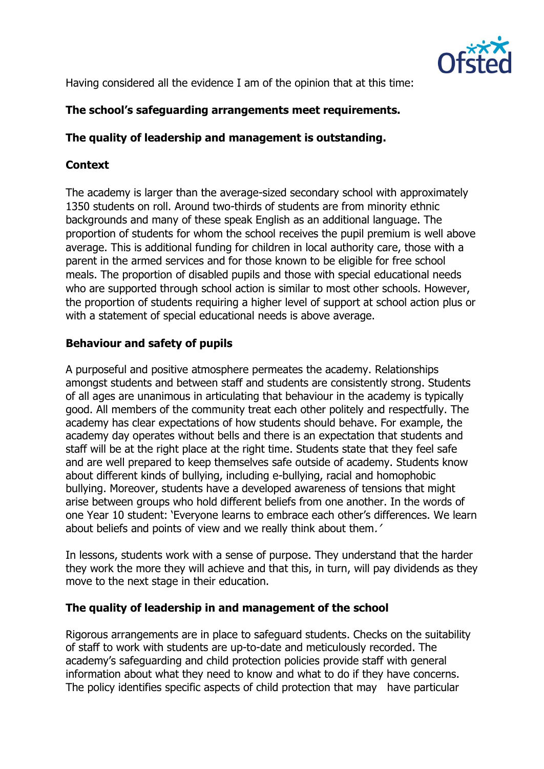Having considered all the evidence I am of the opinion that at this time:

**The school's safeguarding arrangements meet requirements.**

**The quality of leadership and management is outstanding.**

**Context**

The academy is larger than the average-sized secondary school with approximately 1350 students on roll. Around two-thirds of students are from minority ethnic backgrounds and many of these speak English as an additional language. The proportion of students for whom the school receives the pupil premium is well above average. This is additional funding for children in local authority care, those with a parent in the armed services and for those known to be eligible for free school meals. The proportion of disabled pupils and those with special educational needs who are supported through school action is similar to most other schools. However, the proportion of students requiring a higher level of support at school action plus or with a statement of special educational needs is above average.

**Behaviour and safety of pupils**

A purposeful and positive atmosphere permeates the academy. Relationships amongst students and between staff and students are consistently strong. Students of all ages are unanimous in articulating that behaviour in the academy is typically good. All members of the community treat each other politely and respectfully. The academy has clear expectations of how students should behave. For example, the academy day operates without bells and there is an expectation that students and staff will be at the right place at the right time. Students state that they feel safe and are well prepared to keep themselves safe outside of academy. Students know about different kinds of bullying, including e-bullying, racial and homophobic bullying. Moreover, students have a developed awareness of tensions that might arise between groups who hold different beliefs from one another. In the words of one Year 10 student: 'Everyone learns to embrace each other's differences. We learn about beliefs and points of view and we really think about them.'

In lessons, students work with a sense of purpose. They understand that the harder they work the more they will achieve and that this, in turn, will pay dividends as they move to the next stage in their education.

**The quality of leadership in and management of the school**

Rigorous arrangements are in place to safeguard students. Checks on the suitability of staff to work with students are up-to-date and meticulously recorded. The academy's safeguarding and child protection policies provide staff with general information about what they need to know and what to do if they have concerns. The policy identifies specific aspects of child protection that may have particular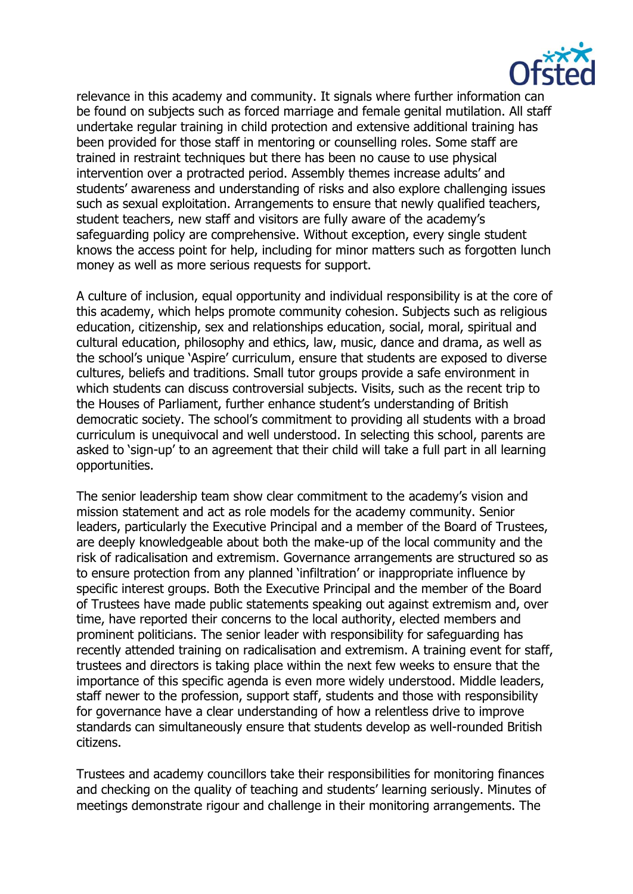relevance in this academy and community. It signals where further information can be found on subjects such as forced marriage and female genital mutilation. All staff undertake regular training in child protection and extensive additional training has been provided for those staff in mentoring or counselling roles. Some staff are trained in restraint techniques but there has been no cause to use physical intervention over a protracted period. Assembly themes increase adults' and students' awareness and understanding of risks and also explore challenging issues such as sexual exploitation. Arrangements to ensure that newly qualified teachers, student teachers, new staff and visitors are fully aware of the academy's safeguarding policy are comprehensive. Without exception, every single student knows the access point for help, including for minor matters such as forgotten lunch money as well as more serious requests for support.

A culture of inclusion, equal opportunity and individual responsibility is at the core of this academy, which helps promote community cohesion. Subjects such as religious education, citizenship, sex and relationships education, social, moral, spiritual and cultural education, philosophy and ethics, law, music, dance and drama, as well as the school's unique 'Aspire' curriculum, ensure that students are exposed to diverse cultures, beliefs and traditions. Small tutor groups provide a safe environment in which students can discuss controversial subjects. Visits, such as the recent trip to the Houses of Parliament, further enhance student's understanding of British democratic society. The school's commitment to providing all students with a broad curriculum is unequivocal and well understood. In selecting this school, parents are asked to 'sign-up' to an agreement that their child will take a full part in all learning opportunities.

The senior leadership team show clear commitment to the academy's vision and mission statement and act as role models for the academy community. Senior leaders, particularly the Executive Principal and a member of the Board of Trustees, are deeply knowledgeable about both the make-up of the local community and the risk of radicalisation and extremism. Governance arrangements are structured so as to ensure protection from any planned 'infiltration' or inappropriate influence by specific interest groups. Both the Executive Principal and the member of the Board of Trustees have made public statements speaking out against extremism and, over time, have reported their concerns to the local authority, elected members and prominent politicians. The senior leader with responsibility for safeguarding has recently attended training on radicalisation and extremism. A training event for staff, trustees and directors is taking place within the next few weeks to ensure that the importance of this specific agenda is even more widely understood. Middle leaders, staff newer to the profession, support staff, students and those with responsibility for governance have a clear understanding of how a relentless drive to improve standards can simultaneously ensure that students develop as well-rounded British citizens.

Trustees and academy councillors take their responsibilities for monitoring finances and checking on the quality of teaching and students' learning seriously. Minutes of meetings demonstrate rigour and challenge in their monitoring arrangements. The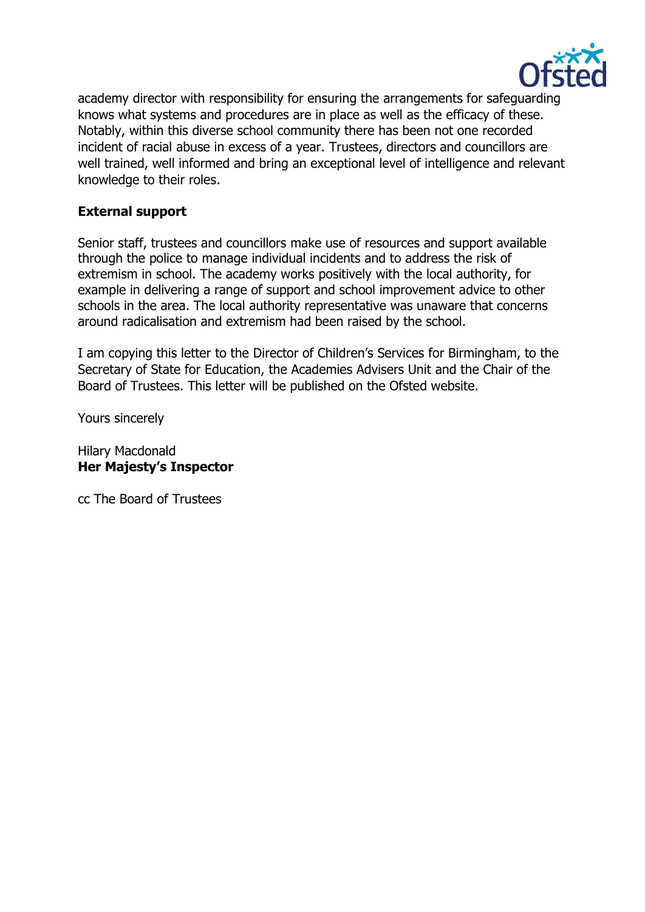academy director with responsibility for ensuring the arrangements for safeguarding knows what systems and procedures are in place as well as the efficacy of these. Notably, within this diverse school community there has been not one recorded incident of racial abuse in excess of a year. Trustees, directors and councillors are well trained, well informed and bring an exceptional level of intelligence and relevant knowledge to their roles.

**External support**

Senior staff, trustees and councillors make use of resources and support available through the police to manage individual incidents and to address the risk of extremism in school. The academy works positively with the local authority, for example in delivering a range of support and school improvement advice to other schools in the area. The local authority representative was unaware that concerns around radicalisation and extremism had been raised by the school.

I am copying this letter to the Director of Children's Services for Birmingham, to the Secretary of State for Education, the Academies Advisers Unit and the Chair of the Board of Trustees. This letter will be published on the Ofsted website.

Yours sincerely

Hilary Macdonald
**Her Majesty's Inspector**

cc The Board of Trustees